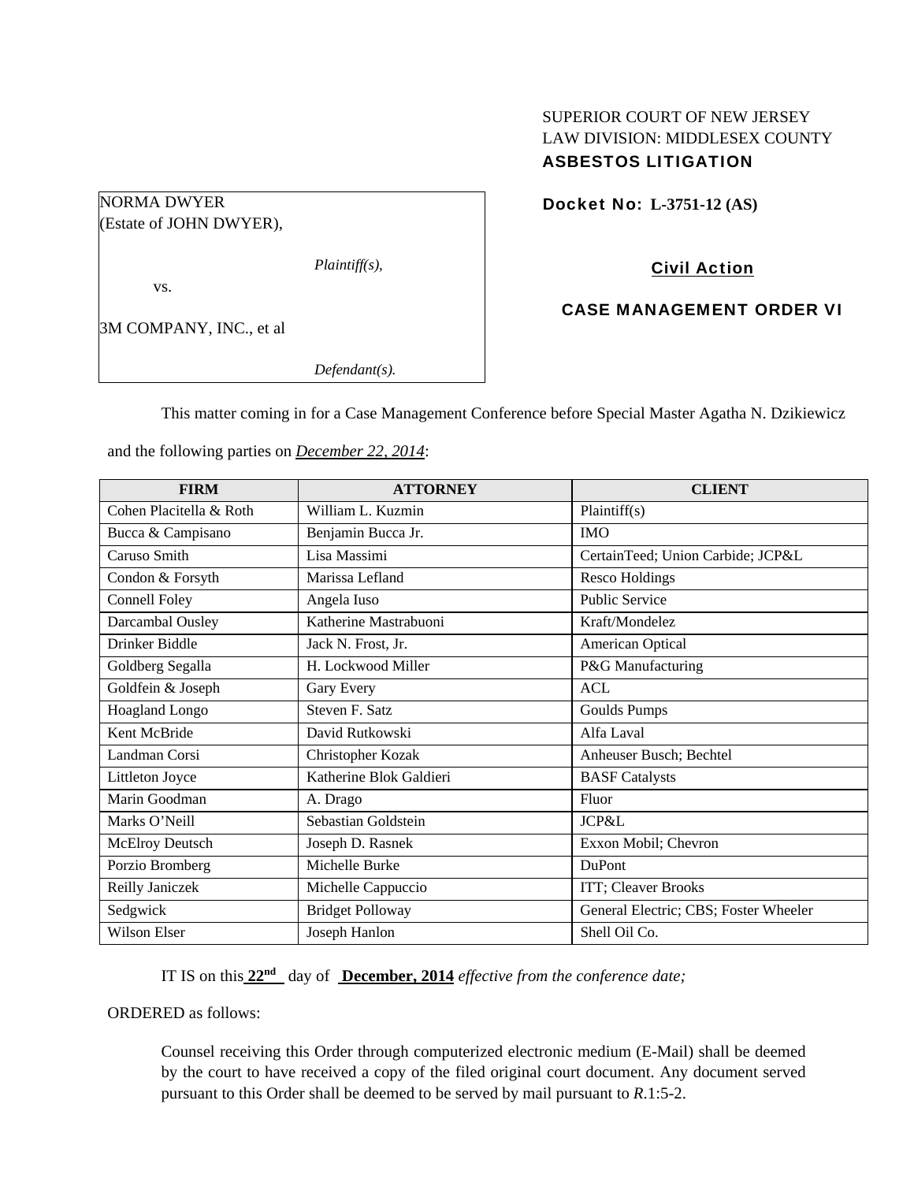SUPERIOR COURT OF NEW JERSEY
LAW DIVISION: MIDDLESEX COUNTY
**ASBESTOS LITIGATION**

| NORMA DWYER (Estate of JOHN DWYER), *Plaintiff(s),* vs. 3M COMPANY, INC., et al *Defendant(s).* |
|---|

**Docket No: L-3751-12 (AS)**

**Civil Action**

**CASE MANAGEMENT ORDER VI**

This matter coming in for a Case Management Conference before Special Master Agatha N. Dzikiewicz and the following parties on ***December 22, 2014***:

| FIRM | ATTORNEY | CLIENT |
|---|---|---|
| Cohen Placitella & Roth | William L. Kuzmin | Plaintiff(s) |
| Bucca & Campisano | Benjamin Bucca Jr. | IMO |
| Caruso Smith | Lisa Massimi | CertainTeed; Union Carbide; JCP&L |
| Condon & Forsyth | Marissa Lefland | Resco Holdings |
| Connell Foley | Angela Iuso | Public Service |
| Darcambal Ousley | Katherine Mastrabuoni | Kraft/Mondelez |
| Drinker Biddle | Jack N. Frost, Jr. | American Optical |
| Goldberg Segalla | H. Lockwood Miller | P&G Manufacturing |
| Goldfein & Joseph | Gary Every | ACL |
| Hoagland Longo | Steven F. Satz | Goulds Pumps |
| Kent McBride | David Rutkowski | Alfa Laval |
| Landman Corsi | Christopher Kozak | Anheuser Busch; Bechtel |
| Littleton Joyce | Katherine Blok Galdieri | BASF Catalysts |
| Marin Goodman | A. Drago | Fluor |
| Marks O'Neill | Sebastian Goldstein | JCP&L |
| McElroy Deutsch | Joseph D. Rasnek | Exxon Mobil; Chevron |
| Porzio Bromberg | Michelle Burke | DuPont |
| Reilly Janiczek | Michelle Cappuccio | ITT; Cleaver Brooks |
| Sedgwick | Bridget Polloway | General Electric; CBS; Foster Wheeler |
| Wilson Elser | Joseph Hanlon | Shell Oil Co. |

IT IS on this **22nd** day of **December, 2014** *effective from the conference date;*

ORDERED as follows:

Counsel receiving this Order through computerized electronic medium (E-Mail) shall be deemed by the court to have received a copy of the filed original court document. Any document served pursuant to this Order shall be deemed to be served by mail pursuant to *R*.1:5-2.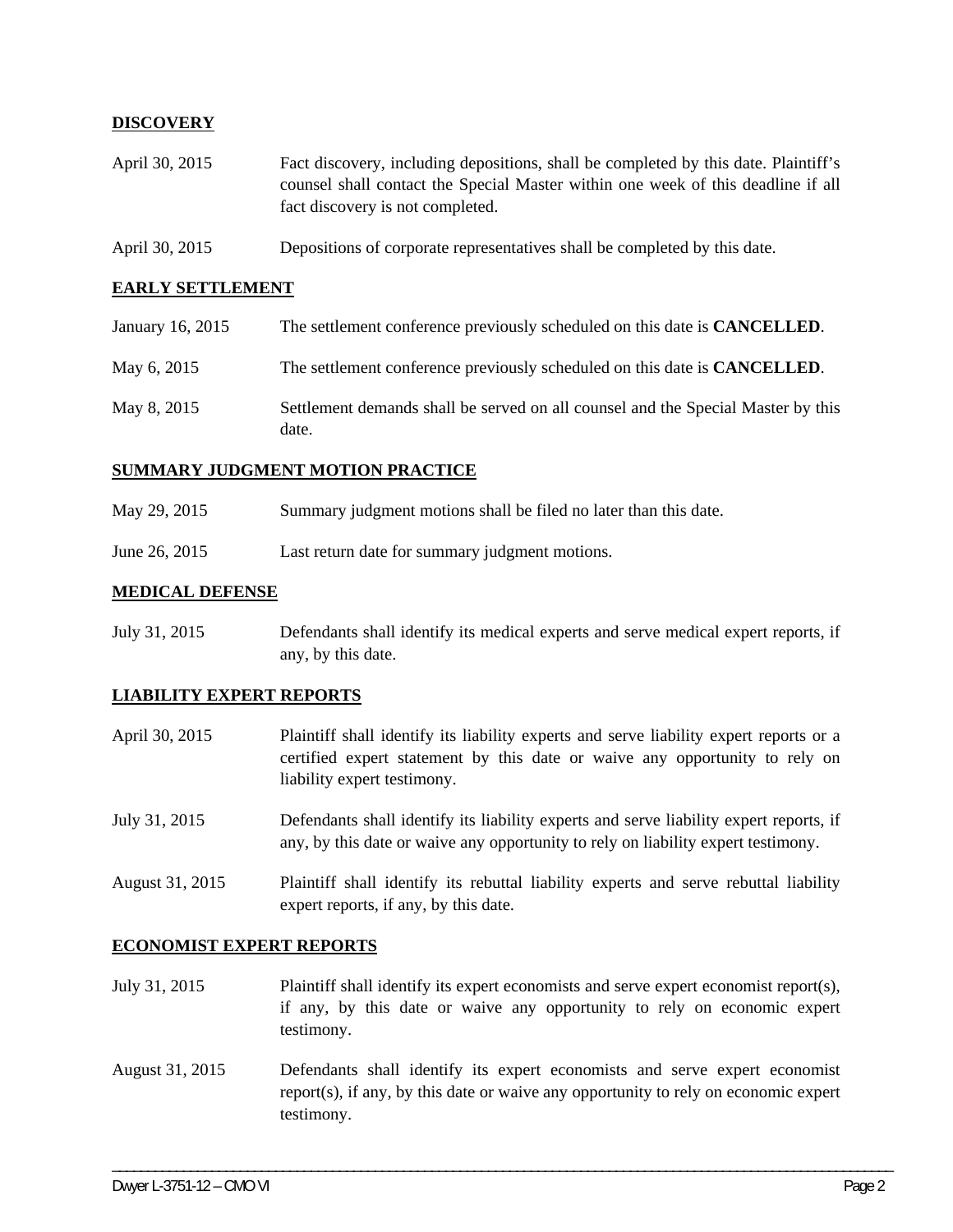## DISCOVERY

| | |
|---|---|
| April 30, 2015 | Fact discovery, including depositions, shall be completed by this date. Plaintiff's counsel shall contact the Special Master within one week of this deadline if all fact discovery is not completed. |
| April 30, 2015 | Depositions of corporate representatives shall be completed by this date. |

## EARLY SETTLEMENT

| | |
|---|---|
| January 16, 2015 | The settlement conference previously scheduled on this date is **CANCELLED**. |
| May 6, 2015 | The settlement conference previously scheduled on this date is **CANCELLED**. |
| May 8, 2015 | Settlement demands shall be served on all counsel and the Special Master by this date. |

## SUMMARY JUDGMENT MOTION PRACTICE

| | |
|---|---|
| May 29, 2015 | Summary judgment motions shall be filed no later than this date. |
| June 26, 2015 | Last return date for summary judgment motions. |

## MEDICAL DEFENSE

| | |
|---|---|
| July 31, 2015 | Defendants shall identify its medical experts and serve medical expert reports, if any, by this date. |

## LIABILITY EXPERT REPORTS

| | |
|---|---|
| April 30, 2015 | Plaintiff shall identify its liability experts and serve liability expert reports or a certified expert statement by this date or waive any opportunity to rely on liability expert testimony. |
| July 31, 2015 | Defendants shall identify its liability experts and serve liability expert reports, if any, by this date or waive any opportunity to rely on liability expert testimony. |
| August 31, 2015 | Plaintiff shall identify its rebuttal liability experts and serve rebuttal liability expert reports, if any, by this date. |

## ECONOMIST EXPERT REPORTS

| | |
|---|---|
| July 31, 2015 | Plaintiff shall identify its expert economists and serve expert economist report(s), if any, by this date or waive any opportunity to rely on economic expert testimony. |
| August 31, 2015 | Defendants shall identify its expert economists and serve expert economist report(s), if any, by this date or waive any opportunity to rely on economic expert testimony. |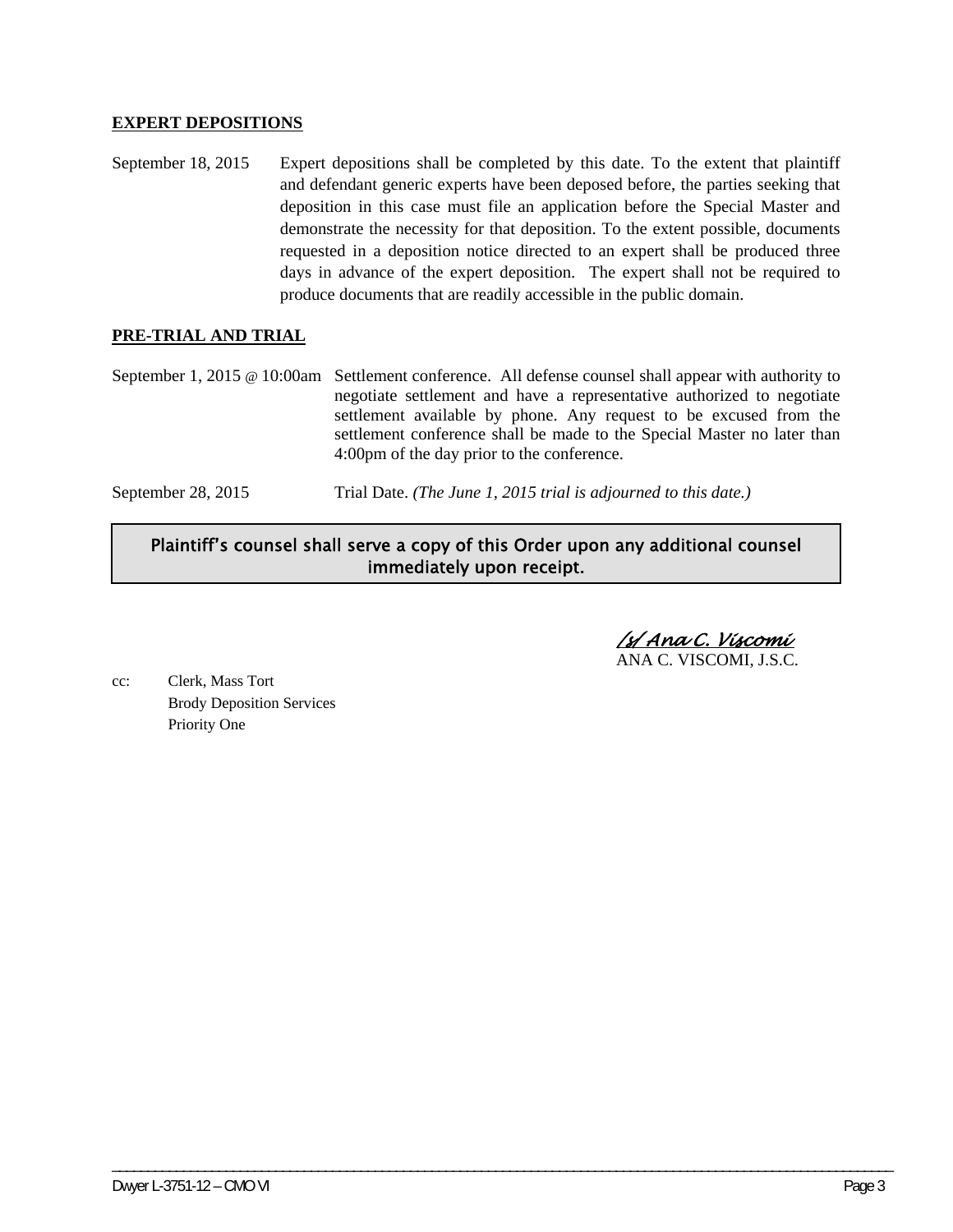**EXPERT DEPOSITIONS**

September 18, 2015 Expert depositions shall be completed by this date. To the extent that plaintiff and defendant generic experts have been deposed before, the parties seeking that deposition in this case must file an application before the Special Master and demonstrate the necessity for that deposition. To the extent possible, documents requested in a deposition notice directed to an expert shall be produced three days in advance of the expert deposition. The expert shall not be required to produce documents that are readily accessible in the public domain.

**PRE-TRIAL AND TRIAL**

September 1, 2015 @ 10:00am Settlement conference. All defense counsel shall appear with authority to negotiate settlement and have a representative authorized to negotiate settlement available by phone. Any request to be excused from the settlement conference shall be made to the Special Master no later than 4:00pm of the day prior to the conference.

September 28, 2015 Trial Date. *(The June 1, 2015 trial is adjourned to this date.)*

**Plaintiff's counsel shall serve a copy of this Order upon any additional counsel immediately upon receipt.**

*/s/ Ana C. Viscomi*
ANA C. VISCOMI, J.S.C.

cc: Clerk, Mass Tort
Brody Deposition Services
Priority One